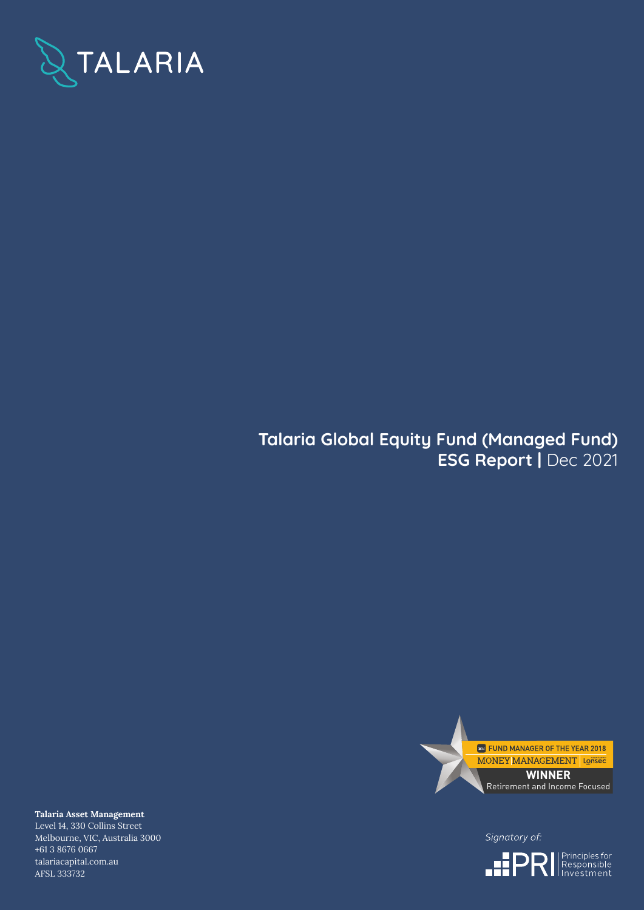TALARIA

# Talaria Global Equity Fund (Managed Fund)
## ESG Report | Dec 2021

FUND MANAGER OF THE YEAR 2018
MONEY MANAGEMENT Lonsec
**WINNER**
Retirement and Income Focused

**Talaria Asset Management**
Level 14, 330 Collins Street
Melbourne, VIC, Australia 3000
+61 3 8676 0667
talariacapital.com.au
AFSL 333732

*Signatory of:*
PRI Principles for Responsible Investment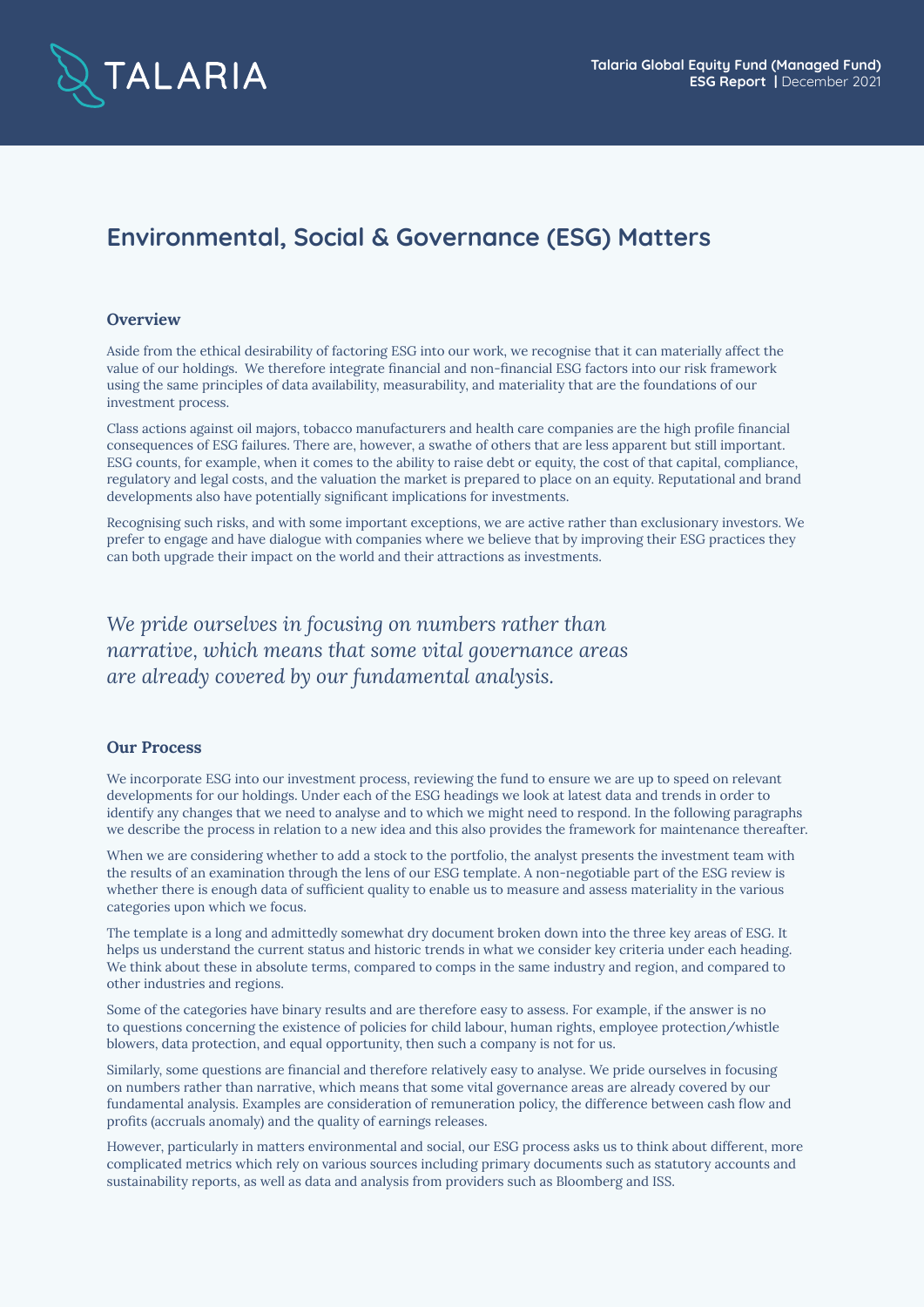# Environmental, Social & Governance (ESG) Matters

## Overview

Aside from the ethical desirability of factoring ESG into our work, we recognise that it can materially affect the value of our holdings. We therefore integrate financial and non-financial ESG factors into our risk framework using the same principles of data availability, measurability, and materiality that are the foundations of our investment process.

Class actions against oil majors, tobacco manufacturers and health care companies are the high profile financial consequences of ESG failures. There are, however, a swathe of others that are less apparent but still important. ESG counts, for example, when it comes to the ability to raise debt or equity, the cost of that capital, compliance, regulatory and legal costs, and the valuation the market is prepared to place on an equity. Reputational and brand developments also have potentially significant implications for investments.

Recognising such risks, and with some important exceptions, we are active rather than exclusionary investors. We prefer to engage and have dialogue with companies where we believe that by improving their ESG practices they can both upgrade their impact on the world and their attractions as investments.

*We pride ourselves in focusing on numbers rather than narrative, which means that some vital governance areas are already covered by our fundamental analysis.*

## Our Process

We incorporate ESG into our investment process, reviewing the fund to ensure we are up to speed on relevant developments for our holdings. Under each of the ESG headings we look at latest data and trends in order to identify any changes that we need to analyse and to which we might need to respond. In the following paragraphs we describe the process in relation to a new idea and this also provides the framework for maintenance thereafter.

When we are considering whether to add a stock to the portfolio, the analyst presents the investment team with the results of an examination through the lens of our ESG template. A non-negotiable part of the ESG review is whether there is enough data of sufficient quality to enable us to measure and assess materiality in the various categories upon which we focus.

The template is a long and admittedly somewhat dry document broken down into the three key areas of ESG. It helps us understand the current status and historic trends in what we consider key criteria under each heading. We think about these in absolute terms, compared to comps in the same industry and region, and compared to other industries and regions.

Some of the categories have binary results and are therefore easy to assess. For example, if the answer is no to questions concerning the existence of policies for child labour, human rights, employee protection/whistle blowers, data protection, and equal opportunity, then such a company is not for us.

Similarly, some questions are financial and therefore relatively easy to analyse. We pride ourselves in focusing on numbers rather than narrative, which means that some vital governance areas are already covered by our fundamental analysis. Examples are consideration of remuneration policy, the difference between cash flow and profits (accruals anomaly) and the quality of earnings releases.

However, particularly in matters environmental and social, our ESG process asks us to think about different, more complicated metrics which rely on various sources including primary documents such as statutory accounts and sustainability reports, as well as data and analysis from providers such as Bloomberg and ISS.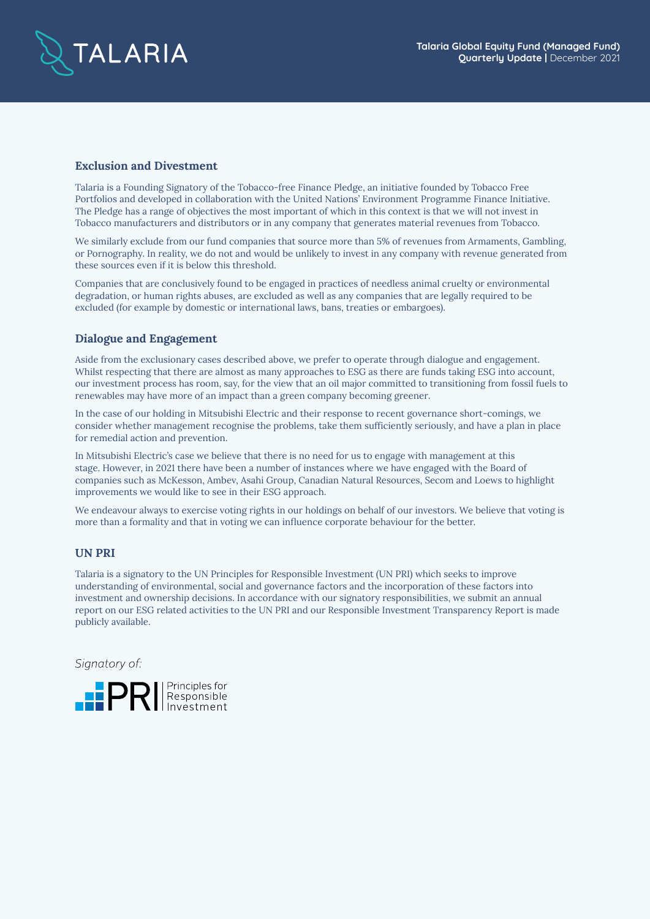## Exclusion and Divestment

Talaria is a Founding Signatory of the Tobacco-free Finance Pledge, an initiative founded by Tobacco Free Portfolios and developed in collaboration with the United Nations' Environment Programme Finance Initiative. The Pledge has a range of objectives the most important of which in this context is that we will not invest in Tobacco manufacturers and distributors or in any company that generates material revenues from Tobacco.

We similarly exclude from our fund companies that source more than 5% of revenues from Armaments, Gambling, or Pornography. In reality, we do not and would be unlikely to invest in any company with revenue generated from these sources even if it is below this threshold.

Companies that are conclusively found to be engaged in practices of needless animal cruelty or environmental degradation, or human rights abuses, are excluded as well as any companies that are legally required to be excluded (for example by domestic or international laws, bans, treaties or embargoes).

## Dialogue and Engagement

Aside from the exclusionary cases described above, we prefer to operate through dialogue and engagement. Whilst respecting that there are almost as many approaches to ESG as there are funds taking ESG into account, our investment process has room, say, for the view that an oil major committed to transitioning from fossil fuels to renewables may have more of an impact than a green company becoming greener.

In the case of our holding in Mitsubishi Electric and their response to recent governance short-comings, we consider whether management recognise the problems, take them sufficiently seriously, and have a plan in place for remedial action and prevention.

In Mitsubishi Electric's case we believe that there is no need for us to engage with management at this stage. However, in 2021 there have been a number of instances where we have engaged with the Board of companies such as McKesson, Ambev, Asahi Group, Canadian Natural Resources, Secom and Loews to highlight improvements we would like to see in their ESG approach.

We endeavour always to exercise voting rights in our holdings on behalf of our investors. We believe that voting is more than a formality and that in voting we can influence corporate behaviour for the better.

## UN PRI

Talaria is a signatory to the UN Principles for Responsible Investment (UN PRI) which seeks to improve understanding of environmental, social and governance factors and the incorporation of these factors into investment and ownership decisions. In accordance with our signatory responsibilities, we submit an annual report on our ESG related activities to the UN PRI and our Responsible Investment Transparency Report is made publicly available.

*Signatory of:*

PRI Principles for Responsible Investment